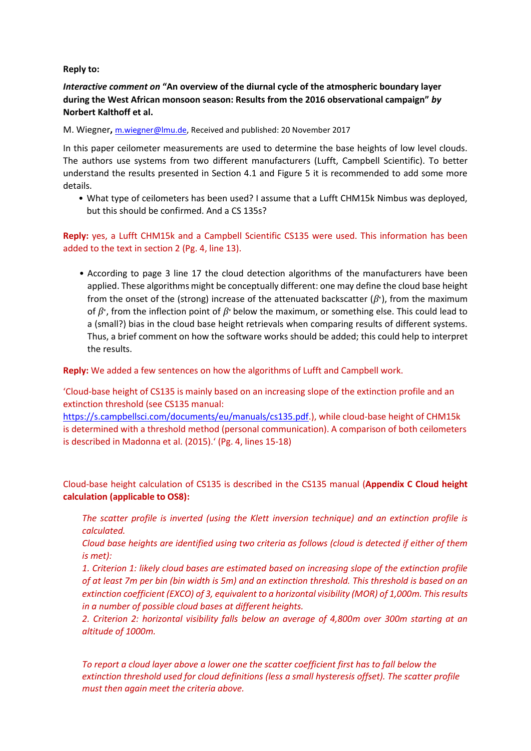**Reply to:**

***Interactive comment on* "An overview of the diurnal cycle of the atmospheric boundary layer during the West African monsoon season: Results from the 2016 observational campaign" *by* Norbert Kalthoff et al.**

M. Wiegner**,** m.wiegner@lmu.de, Received and published: 20 November 2017

In this paper ceilometer measurements are used to determine the base heights of low level clouds. The authors use systems from two different manufacturers (Lufft, Campbell Scientific). To better understand the results presented in Section 4.1 and Figure 5 it is recommended to add some more details.

- What type of ceilometers has been used? I assume that a Lufft CHM15k Nimbus was deployed, but this should be confirmed. And a CS 135s?

**Reply:** yes, a Lufft CHM15k and a Campbell Scientific CS135 were used. This information has been added to the text in section 2 (Pg. 4, line 13).

- According to page 3 line 17 the cloud detection algorithms of the manufacturers have been applied. These algorithms might be conceptually different: one may define the cloud base height from the onset of the (strong) increase of the attenuated backscatter ($\beta^*$), from the maximum of $\beta^*$, from the inflection point of $\beta^*$ below the maximum, or something else. This could lead to a (small?) bias in the cloud base height retrievals when comparing results of different systems. Thus, a brief comment on how the software works should be added; this could help to interpret the results.

**Reply:** We added a few sentences on how the algorithms of Lufft and Campbell work.

'Cloud-base height of CS135 is mainly based on an increasing slope of the extinction profile and an extinction threshold (see CS135 manual: https://s.campbellsci.com/documents/eu/manuals/cs135.pdf.), while cloud-base height of CHM15k is determined with a threshold method (personal communication). A comparison of both ceilometers is described in Madonna et al. (2015).' (Pg. 4, lines 15-18)

Cloud-base height calculation of CS135 is described in the CS135 manual (**Appendix C Cloud height calculation (applicable to OS8):**

*The scatter profile is inverted (using the Klett inversion technique) and an extinction profile is calculated.*

*Cloud base heights are identified using two criteria as follows (cloud is detected if either of them is met):*

*1. Criterion 1: likely cloud bases are estimated based on increasing slope of the extinction profile of at least 7m per bin (bin width is 5m) and an extinction threshold. This threshold is based on an extinction coefficient (EXCO) of 3, equivalent to a horizontal visibility (MOR) of 1,000m. This results in a number of possible cloud bases at different heights.*

*2. Criterion 2: horizontal visibility falls below an average of 4,800m over 300m starting at an altitude of 1000m.*

*To report a cloud layer above a lower one the scatter coefficient first has to fall below the extinction threshold used for cloud definitions (less a small hysteresis offset). The scatter profile must then again meet the criteria above.*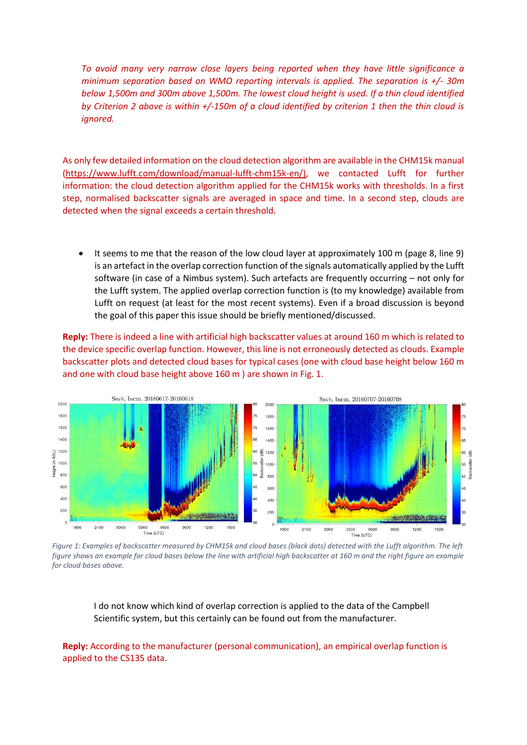*To avoid many very narrow close layers being reported when they have little significance a minimum separation based on WMO reporting intervals is applied. The separation is +/- 30m below 1,500m and 300m above 1,500m. The lowest cloud height is used. If a thin cloud identified by Criterion 2 above is within +/-150m of a cloud identified by criterion 1 then the thin cloud is ignored.*

As only few detailed information on the cloud detection algorithm are available in the CHM15k manual (https://www.lufft.com/download/manual-lufft-chm15k-en/), we contacted Lufft for further information: the cloud detection algorithm applied for the CHM15k works with thresholds. In a first step, normalised backscatter signals are averaged in space and time. In a second step, clouds are detected when the signal exceeds a certain threshold.

- It seems to me that the reason of the low cloud layer at approximately 100 m (page 8, line 9) is an artefact in the overlap correction function of the signals automatically applied by the Lufft software (in case of a Nimbus system). Such artefacts are frequently occurring – not only for the Lufft system. The applied overlap correction function is (to my knowledge) available from Lufft on request (at least for the most recent systems). Even if a broad discussion is beyond the goal of this paper this issue should be briefly mentioned/discussed.

**Reply:** There is indeed a line with artificial high backscatter values at around 160 m which is related to the device specific overlap function. However, this line is not erroneously detected as clouds. Example backscatter plots and detected cloud bases for typical cases (one with cloud base height below 160 m and one with cloud base height above 160 m ) are shown in Fig. 1.

*Figure 1: Examples of backscatter measured by CHM15k and cloud bases (black dots) detected with the Lufft algorithm. The left figure shows an example for cloud bases below the line with artificial high backscatter at 160 m and the right figure an example for cloud bases above.*

I do not know which kind of overlap correction is applied to the data of the Campbell Scientific system, but this certainly can be found out from the manufacturer.

**Reply:** According to the manufacturer (personal communication), an empirical overlap function is applied to the CS135 data.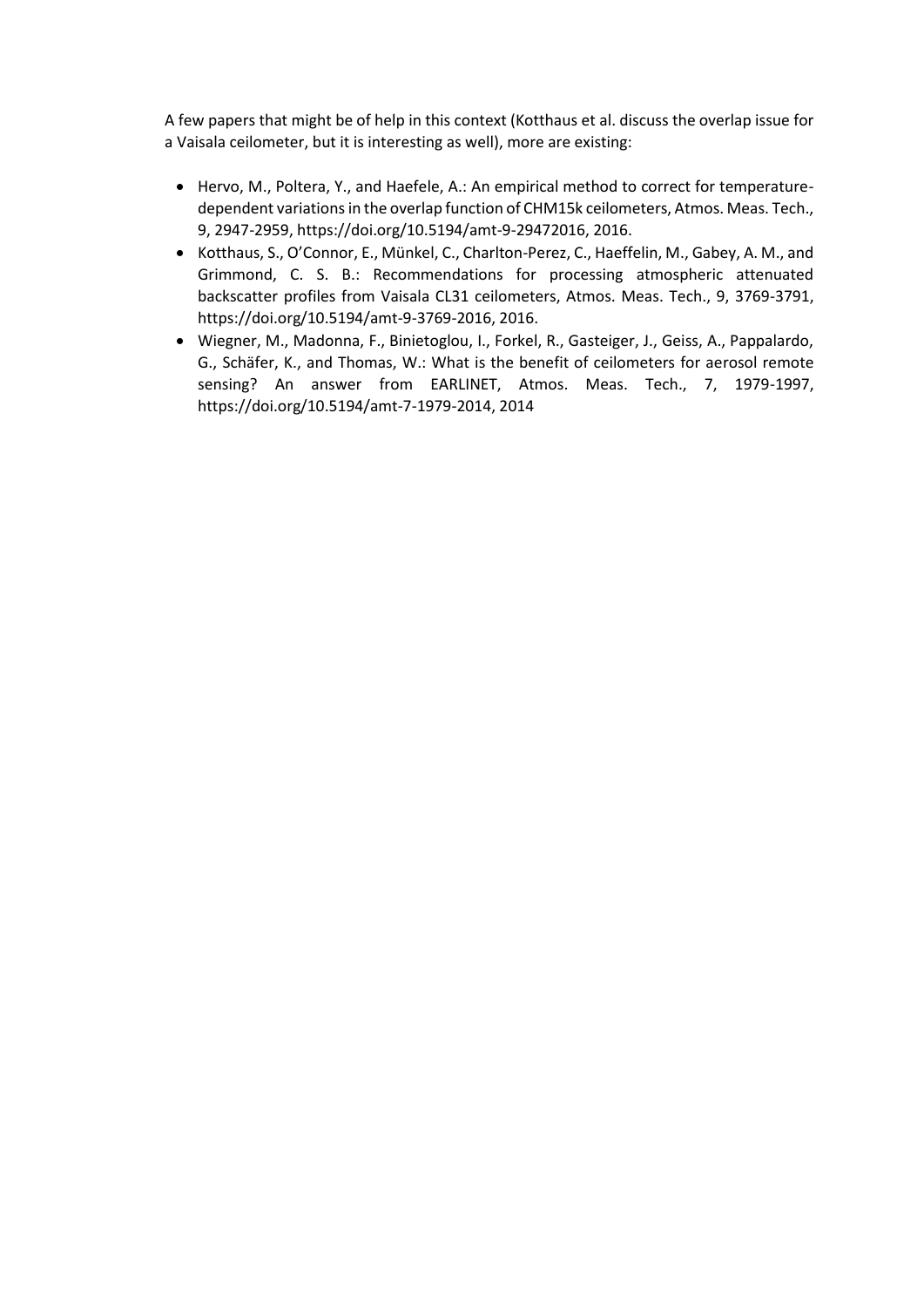A few papers that might be of help in this context (Kotthaus et al. discuss the overlap issue for a Vaisala ceilometer, but it is interesting as well), more are existing:

- Hervo, M., Poltera, Y., and Haefele, A.: An empirical method to correct for temperature-dependent variations in the overlap function of CHM15k ceilometers, Atmos. Meas. Tech., 9, 2947-2959, https://doi.org/10.5194/amt-9-29472016, 2016.
- Kotthaus, S., O'Connor, E., Münkel, C., Charlton-Perez, C., Haeffelin, M., Gabey, A. M., and Grimmond, C. S. B.: Recommendations for processing atmospheric attenuated backscatter profiles from Vaisala CL31 ceilometers, Atmos. Meas. Tech., 9, 3769-3791, https://doi.org/10.5194/amt-9-3769-2016, 2016.
- Wiegner, M., Madonna, F., Binietoglou, I., Forkel, R., Gasteiger, J., Geiss, A., Pappalardo, G., Schäfer, K., and Thomas, W.: What is the benefit of ceilometers for aerosol remote sensing? An answer from EARLINET, Atmos. Meas. Tech., 7, 1979-1997, https://doi.org/10.5194/amt-7-1979-2014, 2014